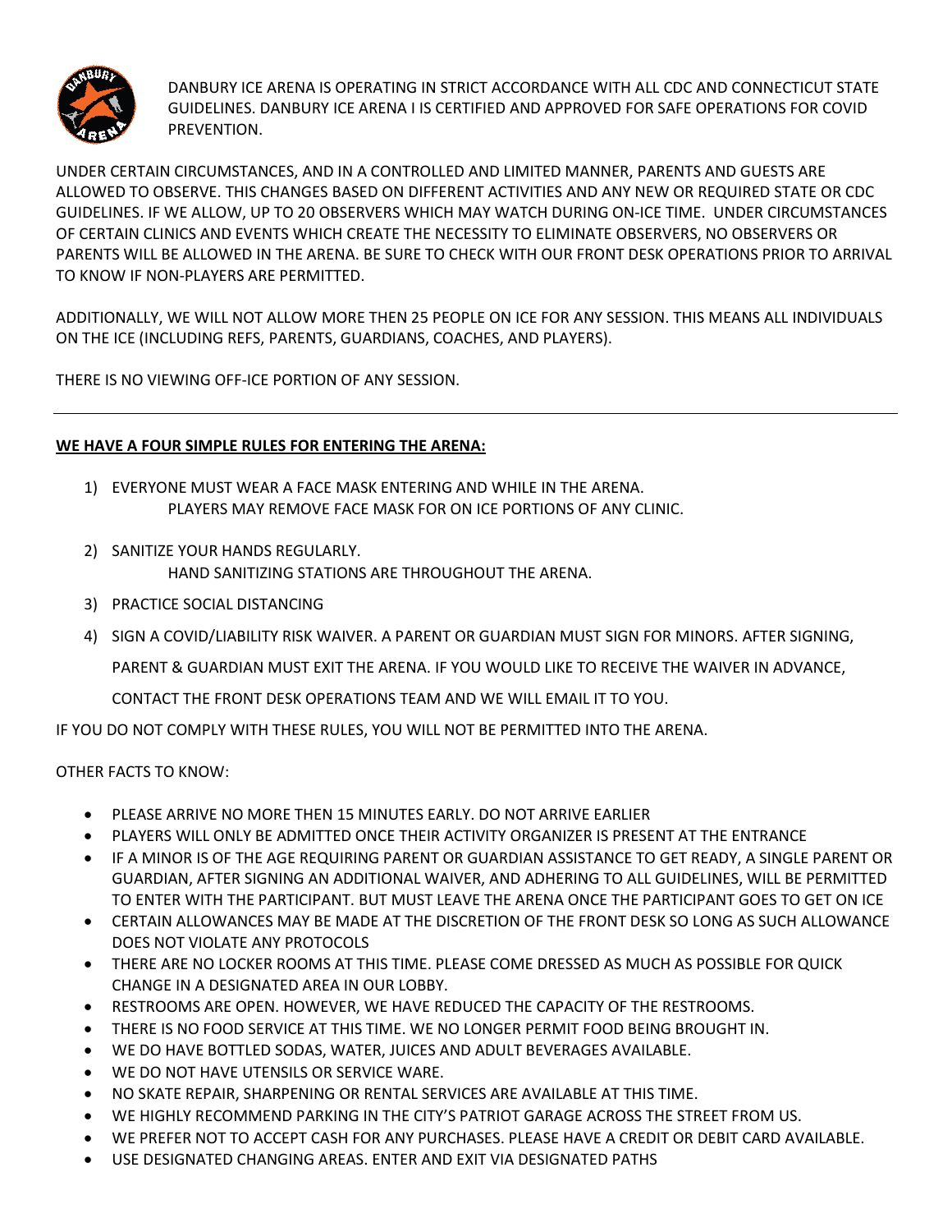DANBURY ICE ARENA IS OPERATING IN STRICT ACCORDANCE WITH ALL CDC AND CONNECTICUT STATE GUIDELINES. DANBURY ICE ARENA I IS CERTIFIED AND APPROVED FOR SAFE OPERATIONS FOR COVID PREVENTION.

UNDER CERTAIN CIRCUMSTANCES, AND IN A CONTROLLED AND LIMITED MANNER, PARENTS AND GUESTS ARE ALLOWED TO OBSERVE. THIS CHANGES BASED ON DIFFERENT ACTIVITIES AND ANY NEW OR REQUIRED STATE OR CDC GUIDELINES. IF WE ALLOW, UP TO 20 OBSERVERS WHICH MAY WATCH DURING ON-ICE TIME. UNDER CIRCUMSTANCES OF CERTAIN CLINICS AND EVENTS WHICH CREATE THE NECESSITY TO ELIMINATE OBSERVERS, NO OBSERVERS OR PARENTS WILL BE ALLOWED IN THE ARENA. BE SURE TO CHECK WITH OUR FRONT DESK OPERATIONS PRIOR TO ARRIVAL TO KNOW IF NON-PLAYERS ARE PERMITTED.

ADDITIONALLY, WE WILL NOT ALLOW MORE THEN 25 PEOPLE ON ICE FOR ANY SESSION. THIS MEANS ALL INDIVIDUALS ON THE ICE (INCLUDING REFS, PARENTS, GUARDIANS, COACHES, AND PLAYERS).

THERE IS NO VIEWING OFF-ICE PORTION OF ANY SESSION.

---

**WE HAVE A FOUR SIMPLE RULES FOR ENTERING THE ARENA:**

1) EVERYONE MUST WEAR A FACE MASK ENTERING AND WHILE IN THE ARENA.
   PLAYERS MAY REMOVE FACE MASK FOR ON ICE PORTIONS OF ANY CLINIC.
2) SANITIZE YOUR HANDS REGULARLY.
   HAND SANITIZING STATIONS ARE THROUGHOUT THE ARENA.
3) PRACTICE SOCIAL DISTANCING
4) SIGN A COVID/LIABILITY RISK WAIVER. A PARENT OR GUARDIAN MUST SIGN FOR MINORS. AFTER SIGNING, PARENT & GUARDIAN MUST EXIT THE ARENA. IF YOU WOULD LIKE TO RECEIVE THE WAIVER IN ADVANCE, CONTACT THE FRONT DESK OPERATIONS TEAM AND WE WILL EMAIL IT TO YOU.

IF YOU DO NOT COMPLY WITH THESE RULES, YOU WILL NOT BE PERMITTED INTO THE ARENA.

OTHER FACTS TO KNOW:

- PLEASE ARRIVE NO MORE THEN 15 MINUTES EARLY. DO NOT ARRIVE EARLIER
- PLAYERS WILL ONLY BE ADMITTED ONCE THEIR ACTIVITY ORGANIZER IS PRESENT AT THE ENTRANCE
- IF A MINOR IS OF THE AGE REQUIRING PARENT OR GUARDIAN ASSISTANCE TO GET READY, A SINGLE PARENT OR GUARDIAN, AFTER SIGNING AN ADDITIONAL WAIVER, AND ADHERING TO ALL GUIDELINES, WILL BE PERMITTED TO ENTER WITH THE PARTICIPANT. BUT MUST LEAVE THE ARENA ONCE THE PARTICIPANT GOES TO GET ON ICE
- CERTAIN ALLOWANCES MAY BE MADE AT THE DISCRETION OF THE FRONT DESK SO LONG AS SUCH ALLOWANCE DOES NOT VIOLATE ANY PROTOCOLS
- THERE ARE NO LOCKER ROOMS AT THIS TIME. PLEASE COME DRESSED AS MUCH AS POSSIBLE FOR QUICK CHANGE IN A DESIGNATED AREA IN OUR LOBBY.
- RESTROOMS ARE OPEN. HOWEVER, WE HAVE REDUCED THE CAPACITY OF THE RESTROOMS.
- THERE IS NO FOOD SERVICE AT THIS TIME. WE NO LONGER PERMIT FOOD BEING BROUGHT IN.
- WE DO HAVE BOTTLED SODAS, WATER, JUICES AND ADULT BEVERAGES AVAILABLE.
- WE DO NOT HAVE UTENSILS OR SERVICE WARE.
- NO SKATE REPAIR, SHARPENING OR RENTAL SERVICES ARE AVAILABLE AT THIS TIME.
- WE HIGHLY RECOMMEND PARKING IN THE CITY'S PATRIOT GARAGE ACROSS THE STREET FROM US.
- WE PREFER NOT TO ACCEPT CASH FOR ANY PURCHASES. PLEASE HAVE A CREDIT OR DEBIT CARD AVAILABLE.
- USE DESIGNATED CHANGING AREAS. ENTER AND EXIT VIA DESIGNATED PATHS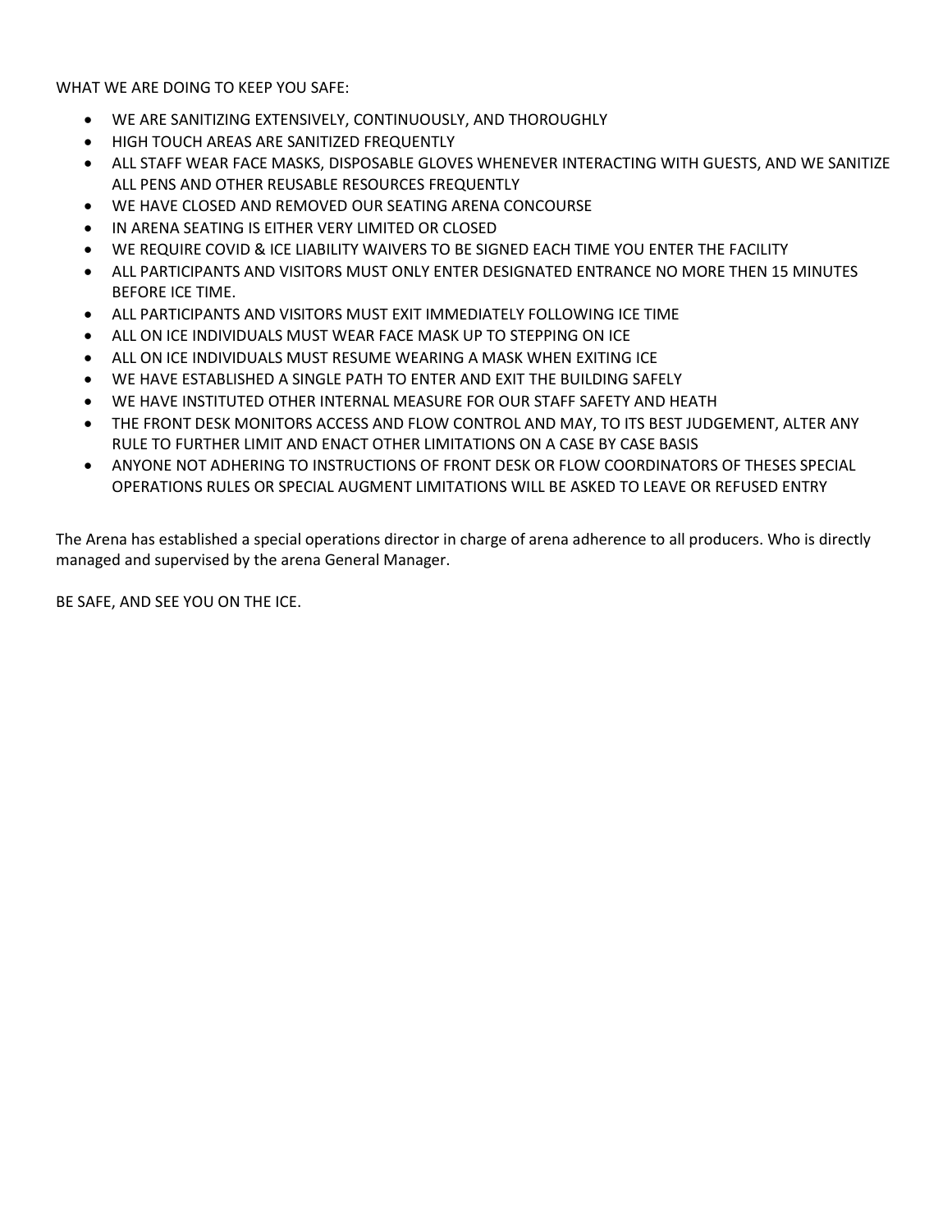WHAT WE ARE DOING TO KEEP YOU SAFE:

- WE ARE SANITIZING EXTENSIVELY, CONTINUOUSLY, AND THOROUGHLY
- HIGH TOUCH AREAS ARE SANITIZED FREQUENTLY
- ALL STAFF WEAR FACE MASKS, DISPOSABLE GLOVES WHENEVER INTERACTING WITH GUESTS, AND WE SANITIZE ALL PENS AND OTHER REUSABLE RESOURCES FREQUENTLY
- WE HAVE CLOSED AND REMOVED OUR SEATING ARENA CONCOURSE
- IN ARENA SEATING IS EITHER VERY LIMITED OR CLOSED
- WE REQUIRE COVID & ICE LIABILITY WAIVERS TO BE SIGNED EACH TIME YOU ENTER THE FACILITY
- ALL PARTICIPANTS AND VISITORS MUST ONLY ENTER DESIGNATED ENTRANCE NO MORE THEN 15 MINUTES BEFORE ICE TIME.
- ALL PARTICIPANTS AND VISITORS MUST EXIT IMMEDIATELY FOLLOWING ICE TIME
- ALL ON ICE INDIVIDUALS MUST WEAR FACE MASK UP TO STEPPING ON ICE
- ALL ON ICE INDIVIDUALS MUST RESUME WEARING A MASK WHEN EXITING ICE
- WE HAVE ESTABLISHED A SINGLE PATH TO ENTER AND EXIT THE BUILDING SAFELY
- WE HAVE INSTITUTED OTHER INTERNAL MEASURE FOR OUR STAFF SAFETY AND HEATH
- THE FRONT DESK MONITORS ACCESS AND FLOW CONTROL AND MAY, TO ITS BEST JUDGEMENT, ALTER ANY RULE TO FURTHER LIMIT AND ENACT OTHER LIMITATIONS ON A CASE BY CASE BASIS
- ANYONE NOT ADHERING TO INSTRUCTIONS OF FRONT DESK OR FLOW COORDINATORS OF THESES SPECIAL OPERATIONS RULES OR SPECIAL AUGMENT LIMITATIONS WILL BE ASKED TO LEAVE OR REFUSED ENTRY

The Arena has established a special operations director in charge of arena adherence to all producers. Who is directly managed and supervised by the arena General Manager.

BE SAFE, AND SEE YOU ON THE ICE.